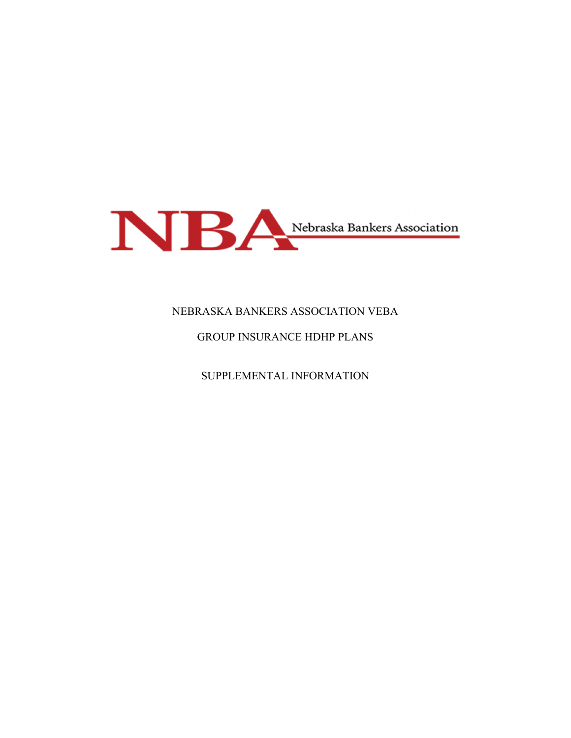NBA Nebraska Bankers Association

# NEBRASKA BANKERS ASSOCIATION VEBA

## GROUP INSURANCE HDHP PLANS

## SUPPLEMENTAL INFORMATION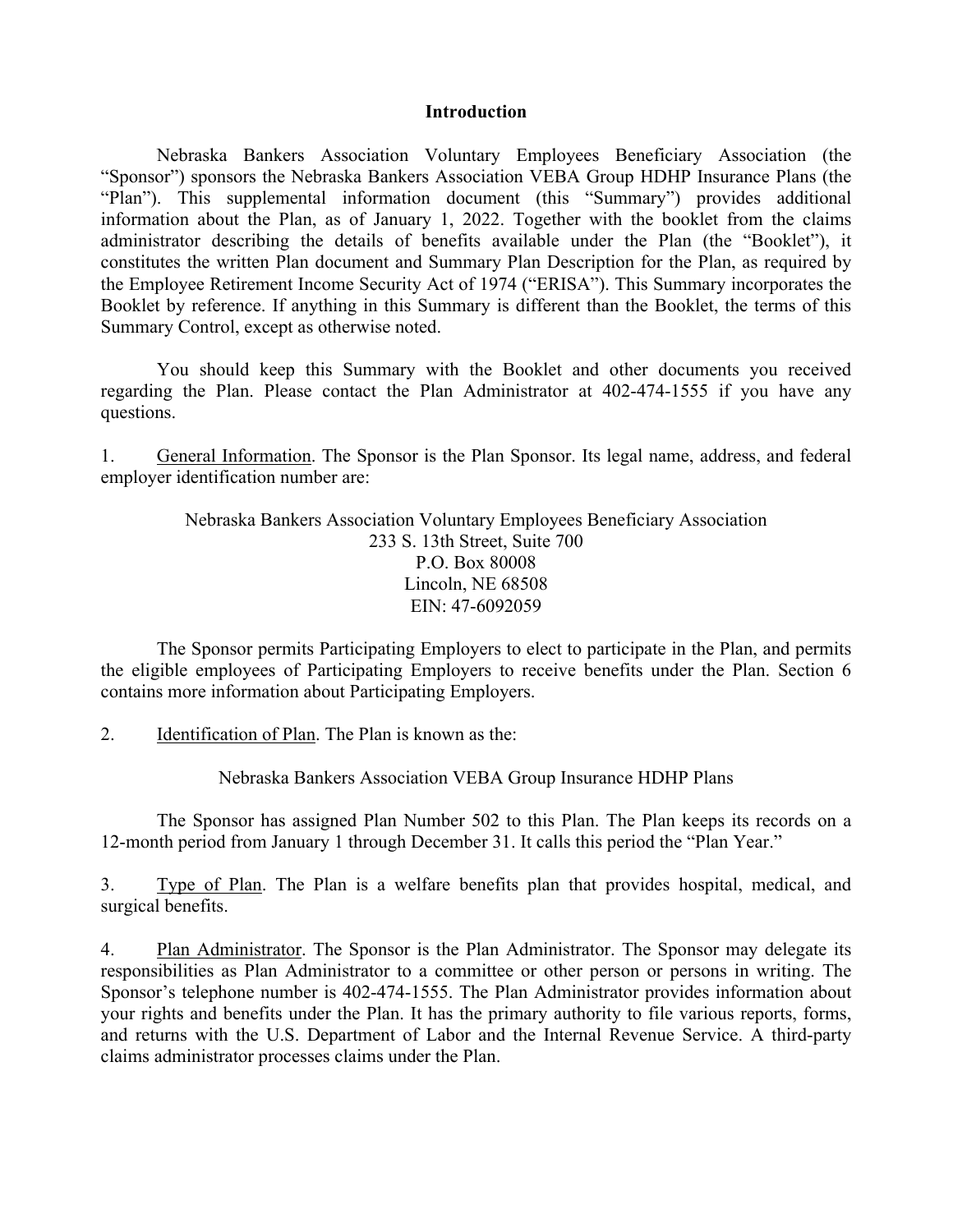## Introduction

Nebraska Bankers Association Voluntary Employees Beneficiary Association (the "Sponsor") sponsors the Nebraska Bankers Association VEBA Group HDHP Insurance Plans (the "Plan"). This supplemental information document (this "Summary") provides additional information about the Plan, as of January 1, 2022. Together with the booklet from the claims administrator describing the details of benefits available under the Plan (the "Booklet"), it constitutes the written Plan document and Summary Plan Description for the Plan, as required by the Employee Retirement Income Security Act of 1974 ("ERISA"). This Summary incorporates the Booklet by reference. If anything in this Summary is different than the Booklet, the terms of this Summary Control, except as otherwise noted.

You should keep this Summary with the Booklet and other documents you received regarding the Plan. Please contact the Plan Administrator at 402-474-1555 if you have any questions.

1. General Information. The Sponsor is the Plan Sponsor. Its legal name, address, and federal employer identification number are:

Nebraska Bankers Association Voluntary Employees Beneficiary Association
233 S. 13th Street, Suite 700
P.O. Box 80008
Lincoln, NE 68508
EIN: 47-6092059

The Sponsor permits Participating Employers to elect to participate in the Plan, and permits the eligible employees of Participating Employers to receive benefits under the Plan. Section 6 contains more information about Participating Employers.

2. Identification of Plan. The Plan is known as the:

Nebraska Bankers Association VEBA Group Insurance HDHP Plans

The Sponsor has assigned Plan Number 502 to this Plan. The Plan keeps its records on a 12-month period from January 1 through December 31. It calls this period the "Plan Year."

3. Type of Plan. The Plan is a welfare benefits plan that provides hospital, medical, and surgical benefits.

4. Plan Administrator. The Sponsor is the Plan Administrator. The Sponsor may delegate its responsibilities as Plan Administrator to a committee or other person or persons in writing. The Sponsor's telephone number is 402-474-1555. The Plan Administrator provides information about your rights and benefits under the Plan. It has the primary authority to file various reports, forms, and returns with the U.S. Department of Labor and the Internal Revenue Service. A third-party claims administrator processes claims under the Plan.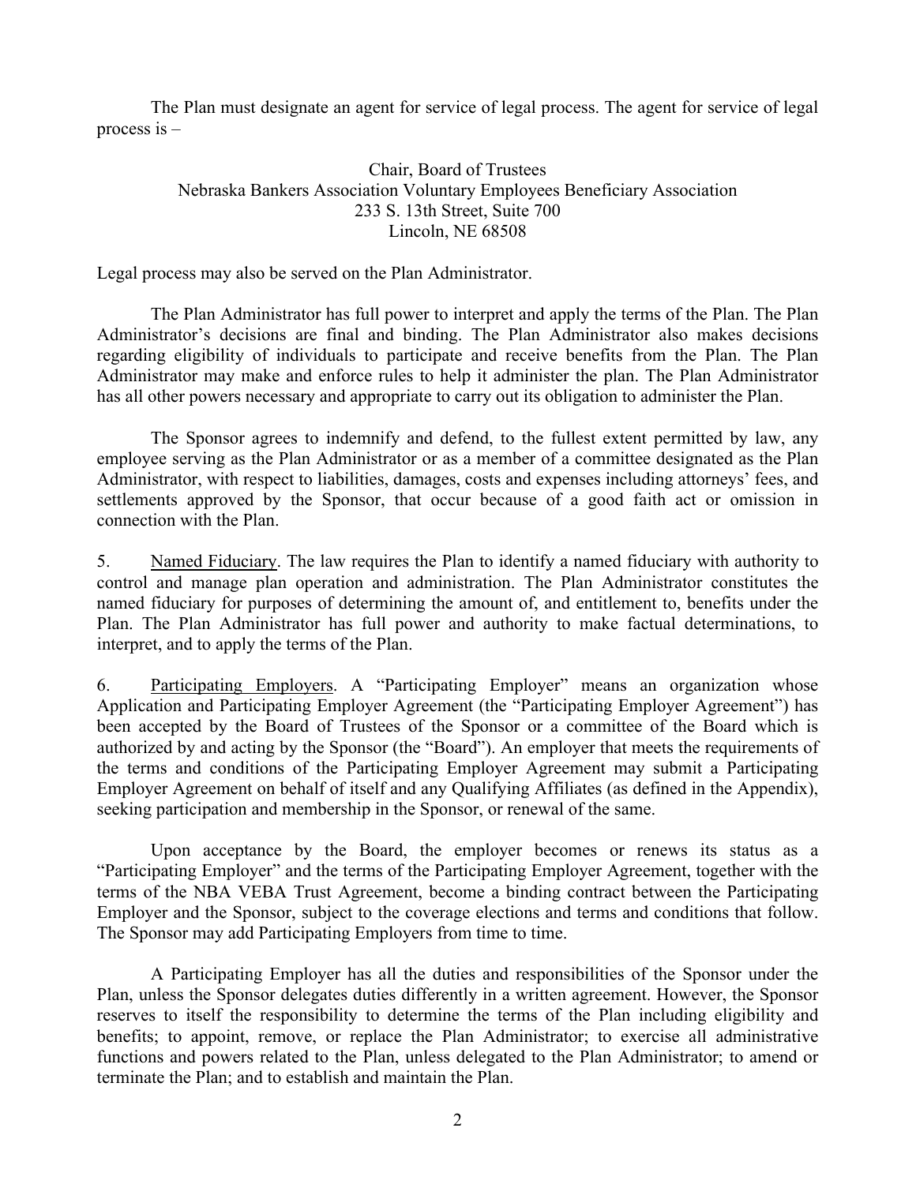The Plan must designate an agent for service of legal process. The agent for service of legal process is –

Chair, Board of Trustees
Nebraska Bankers Association Voluntary Employees Beneficiary Association
233 S. 13th Street, Suite 700
Lincoln, NE 68508

Legal process may also be served on the Plan Administrator.

The Plan Administrator has full power to interpret and apply the terms of the Plan. The Plan Administrator's decisions are final and binding. The Plan Administrator also makes decisions regarding eligibility of individuals to participate and receive benefits from the Plan. The Plan Administrator may make and enforce rules to help it administer the plan. The Plan Administrator has all other powers necessary and appropriate to carry out its obligation to administer the Plan.

The Sponsor agrees to indemnify and defend, to the fullest extent permitted by law, any employee serving as the Plan Administrator or as a member of a committee designated as the Plan Administrator, with respect to liabilities, damages, costs and expenses including attorneys' fees, and settlements approved by the Sponsor, that occur because of a good faith act or omission in connection with the Plan.

5. <u>Named Fiduciary</u>. The law requires the Plan to identify a named fiduciary with authority to control and manage plan operation and administration. The Plan Administrator constitutes the named fiduciary for purposes of determining the amount of, and entitlement to, benefits under the Plan. The Plan Administrator has full power and authority to make factual determinations, to interpret, and to apply the terms of the Plan.

6. <u>Participating Employers</u>. A "Participating Employer" means an organization whose Application and Participating Employer Agreement (the "Participating Employer Agreement") has been accepted by the Board of Trustees of the Sponsor or a committee of the Board which is authorized by and acting by the Sponsor (the "Board"). An employer that meets the requirements of the terms and conditions of the Participating Employer Agreement may submit a Participating Employer Agreement on behalf of itself and any Qualifying Affiliates (as defined in the Appendix), seeking participation and membership in the Sponsor, or renewal of the same.

Upon acceptance by the Board, the employer becomes or renews its status as a "Participating Employer" and the terms of the Participating Employer Agreement, together with the terms of the NBA VEBA Trust Agreement, become a binding contract between the Participating Employer and the Sponsor, subject to the coverage elections and terms and conditions that follow. The Sponsor may add Participating Employers from time to time.

A Participating Employer has all the duties and responsibilities of the Sponsor under the Plan, unless the Sponsor delegates duties differently in a written agreement. However, the Sponsor reserves to itself the responsibility to determine the terms of the Plan including eligibility and benefits; to appoint, remove, or replace the Plan Administrator; to exercise all administrative functions and powers related to the Plan, unless delegated to the Plan Administrator; to amend or terminate the Plan; and to establish and maintain the Plan.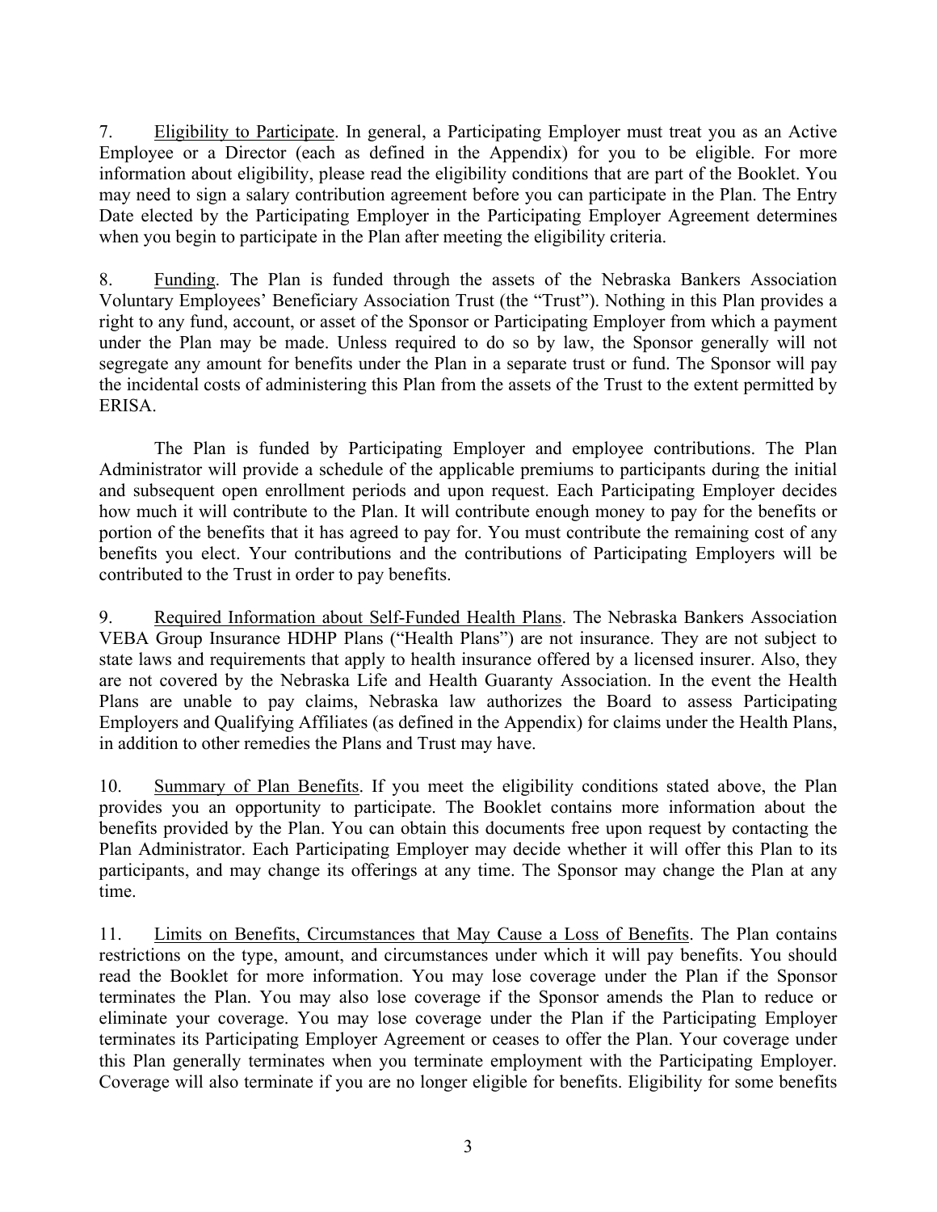7. Eligibility to Participate. In general, a Participating Employer must treat you as an Active Employee or a Director (each as defined in the Appendix) for you to be eligible. For more information about eligibility, please read the eligibility conditions that are part of the Booklet. You may need to sign a salary contribution agreement before you can participate in the Plan. The Entry Date elected by the Participating Employer in the Participating Employer Agreement determines when you begin to participate in the Plan after meeting the eligibility criteria.

8. Funding. The Plan is funded through the assets of the Nebraska Bankers Association Voluntary Employees' Beneficiary Association Trust (the "Trust"). Nothing in this Plan provides a right to any fund, account, or asset of the Sponsor or Participating Employer from which a payment under the Plan may be made. Unless required to do so by law, the Sponsor generally will not segregate any amount for benefits under the Plan in a separate trust or fund. The Sponsor will pay the incidental costs of administering this Plan from the assets of the Trust to the extent permitted by ERISA.

The Plan is funded by Participating Employer and employee contributions. The Plan Administrator will provide a schedule of the applicable premiums to participants during the initial and subsequent open enrollment periods and upon request. Each Participating Employer decides how much it will contribute to the Plan. It will contribute enough money to pay for the benefits or portion of the benefits that it has agreed to pay for. You must contribute the remaining cost of any benefits you elect. Your contributions and the contributions of Participating Employers will be contributed to the Trust in order to pay benefits.

9. Required Information about Self-Funded Health Plans. The Nebraska Bankers Association VEBA Group Insurance HDHP Plans ("Health Plans") are not insurance. They are not subject to state laws and requirements that apply to health insurance offered by a licensed insurer. Also, they are not covered by the Nebraska Life and Health Guaranty Association. In the event the Health Plans are unable to pay claims, Nebraska law authorizes the Board to assess Participating Employers and Qualifying Affiliates (as defined in the Appendix) for claims under the Health Plans, in addition to other remedies the Plans and Trust may have.

10. Summary of Plan Benefits. If you meet the eligibility conditions stated above, the Plan provides you an opportunity to participate. The Booklet contains more information about the benefits provided by the Plan. You can obtain this documents free upon request by contacting the Plan Administrator. Each Participating Employer may decide whether it will offer this Plan to its participants, and may change its offerings at any time. The Sponsor may change the Plan at any time.

11. Limits on Benefits, Circumstances that May Cause a Loss of Benefits. The Plan contains restrictions on the type, amount, and circumstances under which it will pay benefits. You should read the Booklet for more information. You may lose coverage under the Plan if the Sponsor terminates the Plan. You may also lose coverage if the Sponsor amends the Plan to reduce or eliminate your coverage. You may lose coverage under the Plan if the Participating Employer terminates its Participating Employer Agreement or ceases to offer the Plan. Your coverage under this Plan generally terminates when you terminate employment with the Participating Employer. Coverage will also terminate if you are no longer eligible for benefits. Eligibility for some benefits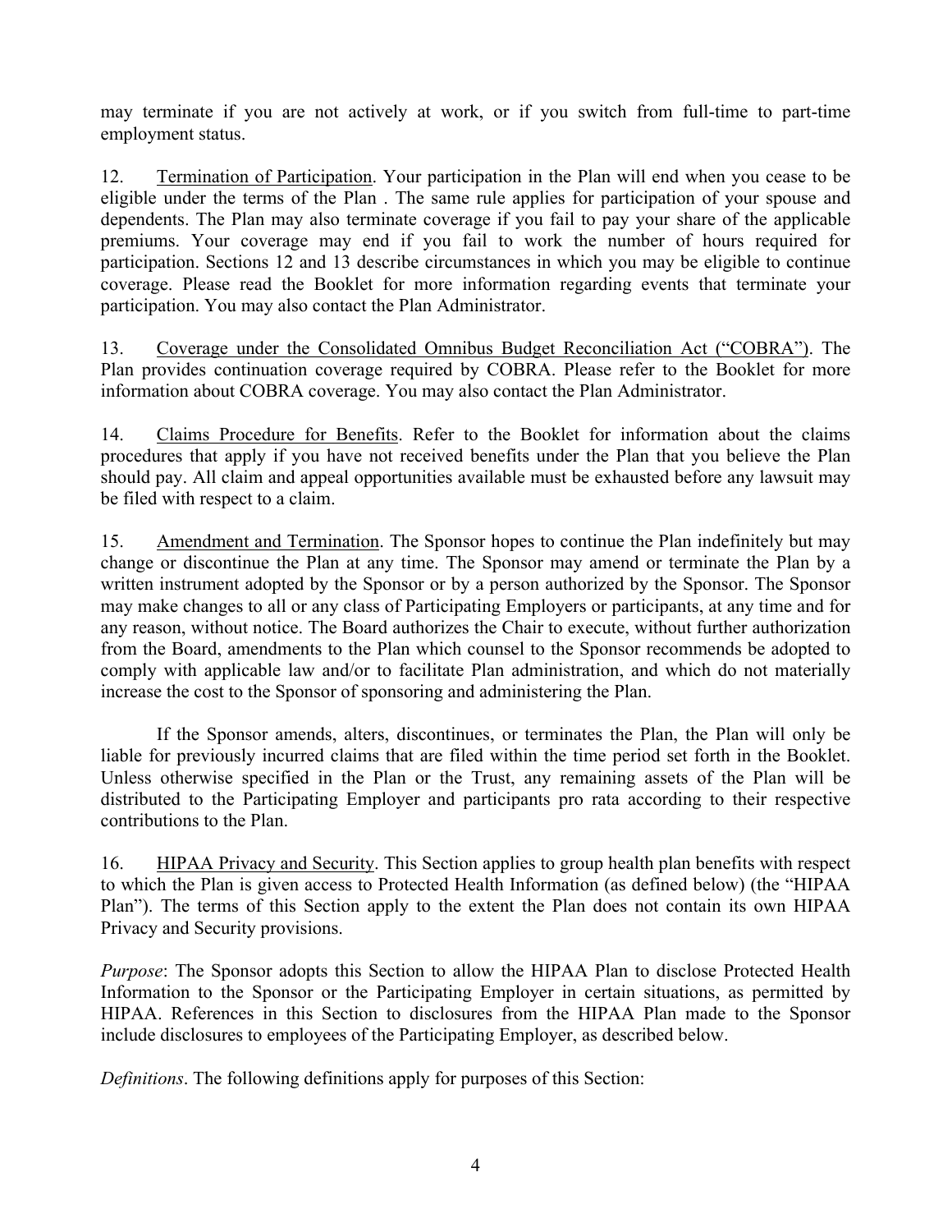may terminate if you are not actively at work, or if you switch from full-time to part-time employment status.

12. Termination of Participation. Your participation in the Plan will end when you cease to be eligible under the terms of the Plan . The same rule applies for participation of your spouse and dependents. The Plan may also terminate coverage if you fail to pay your share of the applicable premiums. Your coverage may end if you fail to work the number of hours required for participation. Sections 12 and 13 describe circumstances in which you may be eligible to continue coverage. Please read the Booklet for more information regarding events that terminate your participation. You may also contact the Plan Administrator.

13. Coverage under the Consolidated Omnibus Budget Reconciliation Act ("COBRA"). The Plan provides continuation coverage required by COBRA. Please refer to the Booklet for more information about COBRA coverage. You may also contact the Plan Administrator.

14. Claims Procedure for Benefits. Refer to the Booklet for information about the claims procedures that apply if you have not received benefits under the Plan that you believe the Plan should pay. All claim and appeal opportunities available must be exhausted before any lawsuit may be filed with respect to a claim.

15. Amendment and Termination. The Sponsor hopes to continue the Plan indefinitely but may change or discontinue the Plan at any time. The Sponsor may amend or terminate the Plan by a written instrument adopted by the Sponsor or by a person authorized by the Sponsor. The Sponsor may make changes to all or any class of Participating Employers or participants, at any time and for any reason, without notice. The Board authorizes the Chair to execute, without further authorization from the Board, amendments to the Plan which counsel to the Sponsor recommends be adopted to comply with applicable law and/or to facilitate Plan administration, and which do not materially increase the cost to the Sponsor of sponsoring and administering the Plan.

If the Sponsor amends, alters, discontinues, or terminates the Plan, the Plan will only be liable for previously incurred claims that are filed within the time period set forth in the Booklet. Unless otherwise specified in the Plan or the Trust, any remaining assets of the Plan will be distributed to the Participating Employer and participants pro rata according to their respective contributions to the Plan.

16. HIPAA Privacy and Security. This Section applies to group health plan benefits with respect to which the Plan is given access to Protected Health Information (as defined below) (the "HIPAA Plan"). The terms of this Section apply to the extent the Plan does not contain its own HIPAA Privacy and Security provisions.

*Purpose*: The Sponsor adopts this Section to allow the HIPAA Plan to disclose Protected Health Information to the Sponsor or the Participating Employer in certain situations, as permitted by HIPAA. References in this Section to disclosures from the HIPAA Plan made to the Sponsor include disclosures to employees of the Participating Employer, as described below.

*Definitions*. The following definitions apply for purposes of this Section: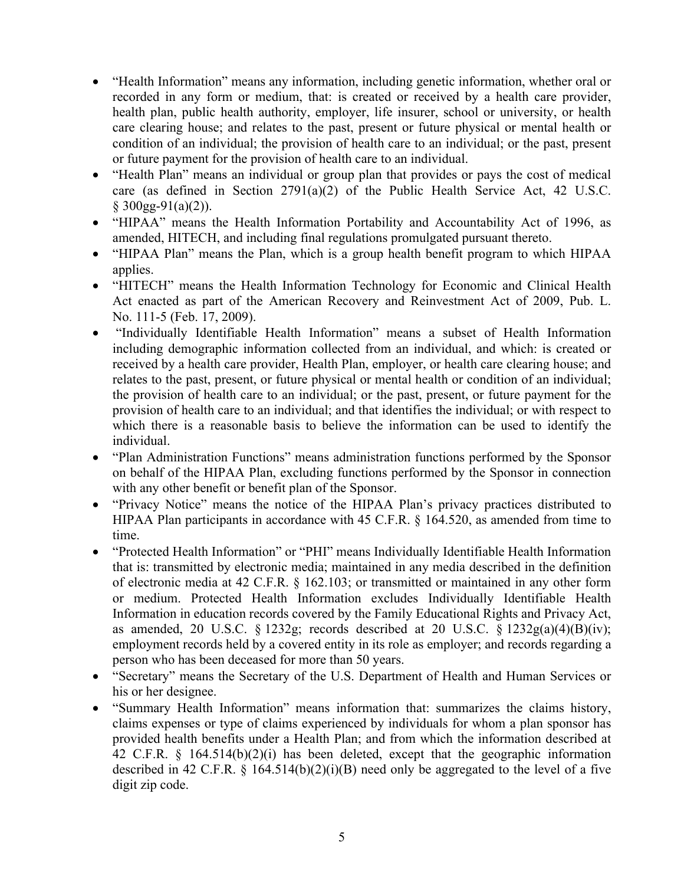- "Health Information" means any information, including genetic information, whether oral or recorded in any form or medium, that: is created or received by a health care provider, health plan, public health authority, employer, life insurer, school or university, or health care clearing house; and relates to the past, present or future physical or mental health or condition of an individual; the provision of health care to an individual; or the past, present or future payment for the provision of health care to an individual.
- "Health Plan" means an individual or group plan that provides or pays the cost of medical care (as defined in Section 2791(a)(2) of the Public Health Service Act, 42 U.S.C. § 300gg-91(a)(2)).
- "HIPAA" means the Health Information Portability and Accountability Act of 1996, as amended, HITECH, and including final regulations promulgated pursuant thereto.
- "HIPAA Plan" means the Plan, which is a group health benefit program to which HIPAA applies.
- "HITECH" means the Health Information Technology for Economic and Clinical Health Act enacted as part of the American Recovery and Reinvestment Act of 2009, Pub. L. No. 111-5 (Feb. 17, 2009).
- "Individually Identifiable Health Information" means a subset of Health Information including demographic information collected from an individual, and which: is created or received by a health care provider, Health Plan, employer, or health care clearing house; and relates to the past, present, or future physical or mental health or condition of an individual; the provision of health care to an individual; or the past, present, or future payment for the provision of health care to an individual; and that identifies the individual; or with respect to which there is a reasonable basis to believe the information can be used to identify the individual.
- "Plan Administration Functions" means administration functions performed by the Sponsor on behalf of the HIPAA Plan, excluding functions performed by the Sponsor in connection with any other benefit or benefit plan of the Sponsor.
- "Privacy Notice" means the notice of the HIPAA Plan's privacy practices distributed to HIPAA Plan participants in accordance with 45 C.F.R. § 164.520, as amended from time to time.
- "Protected Health Information" or "PHI" means Individually Identifiable Health Information that is: transmitted by electronic media; maintained in any media described in the definition of electronic media at 42 C.F.R. § 162.103; or transmitted or maintained in any other form or medium. Protected Health Information excludes Individually Identifiable Health Information in education records covered by the Family Educational Rights and Privacy Act, as amended, 20 U.S.C. § 1232g; records described at 20 U.S.C. § 1232g(a)(4)(B)(iv); employment records held by a covered entity in its role as employer; and records regarding a person who has been deceased for more than 50 years.
- "Secretary" means the Secretary of the U.S. Department of Health and Human Services or his or her designee.
- "Summary Health Information" means information that: summarizes the claims history, claims expenses or type of claims experienced by individuals for whom a plan sponsor has provided health benefits under a Health Plan; and from which the information described at 42 C.F.R. § 164.514(b)(2)(i) has been deleted, except that the geographic information described in 42 C.F.R. § 164.514(b)(2)(i)(B) need only be aggregated to the level of a five digit zip code.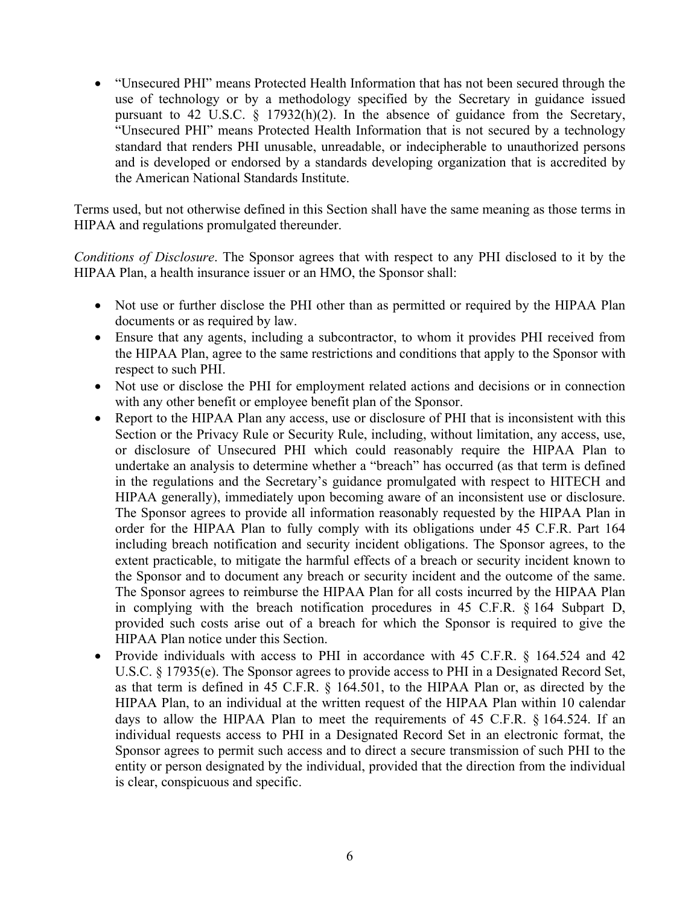- "Unsecured PHI" means Protected Health Information that has not been secured through the use of technology or by a methodology specified by the Secretary in guidance issued pursuant to 42 U.S.C. § 17932(h)(2). In the absence of guidance from the Secretary, "Unsecured PHI" means Protected Health Information that is not secured by a technology standard that renders PHI unusable, unreadable, or indecipherable to unauthorized persons and is developed or endorsed by a standards developing organization that is accredited by the American National Standards Institute.

Terms used, but not otherwise defined in this Section shall have the same meaning as those terms in HIPAA and regulations promulgated thereunder.

*Conditions of Disclosure*. The Sponsor agrees that with respect to any PHI disclosed to it by the HIPAA Plan, a health insurance issuer or an HMO, the Sponsor shall:

- Not use or further disclose the PHI other than as permitted or required by the HIPAA Plan documents or as required by law.
- Ensure that any agents, including a subcontractor, to whom it provides PHI received from the HIPAA Plan, agree to the same restrictions and conditions that apply to the Sponsor with respect to such PHI.
- Not use or disclose the PHI for employment related actions and decisions or in connection with any other benefit or employee benefit plan of the Sponsor.
- Report to the HIPAA Plan any access, use or disclosure of PHI that is inconsistent with this Section or the Privacy Rule or Security Rule, including, without limitation, any access, use, or disclosure of Unsecured PHI which could reasonably require the HIPAA Plan to undertake an analysis to determine whether a "breach" has occurred (as that term is defined in the regulations and the Secretary's guidance promulgated with respect to HITECH and HIPAA generally), immediately upon becoming aware of an inconsistent use or disclosure. The Sponsor agrees to provide all information reasonably requested by the HIPAA Plan in order for the HIPAA Plan to fully comply with its obligations under 45 C.F.R. Part 164 including breach notification and security incident obligations. The Sponsor agrees, to the extent practicable, to mitigate the harmful effects of a breach or security incident known to the Sponsor and to document any breach or security incident and the outcome of the same. The Sponsor agrees to reimburse the HIPAA Plan for all costs incurred by the HIPAA Plan in complying with the breach notification procedures in 45 C.F.R. § 164 Subpart D, provided such costs arise out of a breach for which the Sponsor is required to give the HIPAA Plan notice under this Section.
- Provide individuals with access to PHI in accordance with 45 C.F.R. § 164.524 and 42 U.S.C. § 17935(e). The Sponsor agrees to provide access to PHI in a Designated Record Set, as that term is defined in 45 C.F.R. § 164.501, to the HIPAA Plan or, as directed by the HIPAA Plan, to an individual at the written request of the HIPAA Plan within 10 calendar days to allow the HIPAA Plan to meet the requirements of 45 C.F.R. § 164.524. If an individual requests access to PHI in a Designated Record Set in an electronic format, the Sponsor agrees to permit such access and to direct a secure transmission of such PHI to the entity or person designated by the individual, provided that the direction from the individual is clear, conspicuous and specific.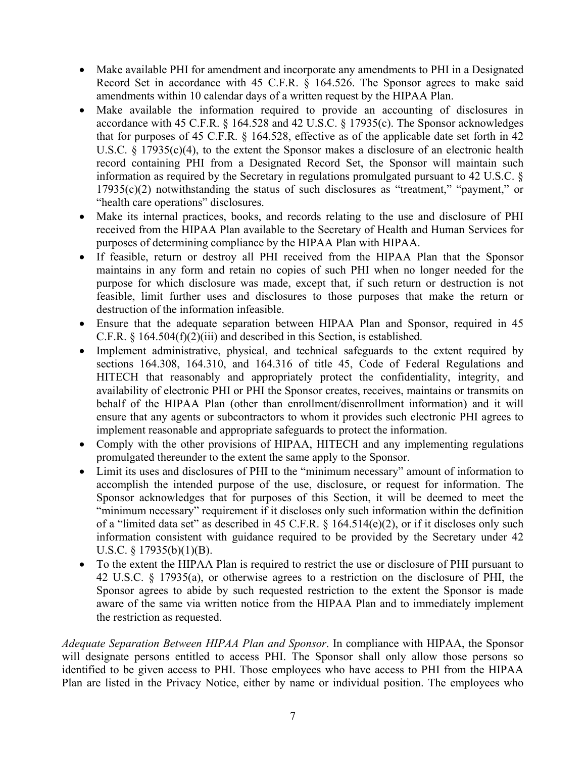- Make available PHI for amendment and incorporate any amendments to PHI in a Designated Record Set in accordance with 45 C.F.R. § 164.526. The Sponsor agrees to make said amendments within 10 calendar days of a written request by the HIPAA Plan.
- Make available the information required to provide an accounting of disclosures in accordance with 45 C.F.R. § 164.528 and 42 U.S.C. § 17935(c). The Sponsor acknowledges that for purposes of 45 C.F.R. § 164.528, effective as of the applicable date set forth in 42 U.S.C. § 17935(c)(4), to the extent the Sponsor makes a disclosure of an electronic health record containing PHI from a Designated Record Set, the Sponsor will maintain such information as required by the Secretary in regulations promulgated pursuant to 42 U.S.C. § 17935(c)(2) notwithstanding the status of such disclosures as "treatment," "payment," or "health care operations" disclosures.
- Make its internal practices, books, and records relating to the use and disclosure of PHI received from the HIPAA Plan available to the Secretary of Health and Human Services for purposes of determining compliance by the HIPAA Plan with HIPAA.
- If feasible, return or destroy all PHI received from the HIPAA Plan that the Sponsor maintains in any form and retain no copies of such PHI when no longer needed for the purpose for which disclosure was made, except that, if such return or destruction is not feasible, limit further uses and disclosures to those purposes that make the return or destruction of the information infeasible.
- Ensure that the adequate separation between HIPAA Plan and Sponsor, required in 45 C.F.R. § 164.504(f)(2)(iii) and described in this Section, is established.
- Implement administrative, physical, and technical safeguards to the extent required by sections 164.308, 164.310, and 164.316 of title 45, Code of Federal Regulations and HITECH that reasonably and appropriately protect the confidentiality, integrity, and availability of electronic PHI or PHI the Sponsor creates, receives, maintains or transmits on behalf of the HIPAA Plan (other than enrollment/disenrollment information) and it will ensure that any agents or subcontractors to whom it provides such electronic PHI agrees to implement reasonable and appropriate safeguards to protect the information.
- Comply with the other provisions of HIPAA, HITECH and any implementing regulations promulgated thereunder to the extent the same apply to the Sponsor.
- Limit its uses and disclosures of PHI to the "minimum necessary" amount of information to accomplish the intended purpose of the use, disclosure, or request for information. The Sponsor acknowledges that for purposes of this Section, it will be deemed to meet the "minimum necessary" requirement if it discloses only such information within the definition of a "limited data set" as described in 45 C.F.R. § 164.514(e)(2), or if it discloses only such information consistent with guidance required to be provided by the Secretary under 42 U.S.C. § 17935(b)(1)(B).
- To the extent the HIPAA Plan is required to restrict the use or disclosure of PHI pursuant to 42 U.S.C. § 17935(a), or otherwise agrees to a restriction on the disclosure of PHI, the Sponsor agrees to abide by such requested restriction to the extent the Sponsor is made aware of the same via written notice from the HIPAA Plan and to immediately implement the restriction as requested.

*Adequate Separation Between HIPAA Plan and Sponsor*. In compliance with HIPAA, the Sponsor will designate persons entitled to access PHI. The Sponsor shall only allow those persons so identified to be given access to PHI. Those employees who have access to PHI from the HIPAA Plan are listed in the Privacy Notice, either by name or individual position. The employees who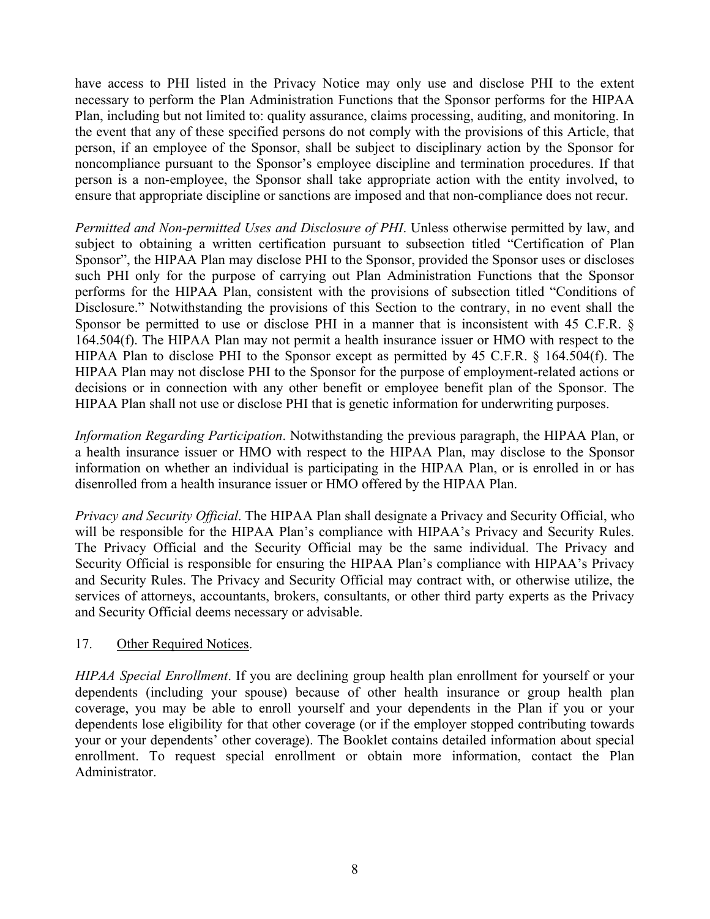have access to PHI listed in the Privacy Notice may only use and disclose PHI to the extent necessary to perform the Plan Administration Functions that the Sponsor performs for the HIPAA Plan, including but not limited to: quality assurance, claims processing, auditing, and monitoring. In the event that any of these specified persons do not comply with the provisions of this Article, that person, if an employee of the Sponsor, shall be subject to disciplinary action by the Sponsor for noncompliance pursuant to the Sponsor's employee discipline and termination procedures. If that person is a non-employee, the Sponsor shall take appropriate action with the entity involved, to ensure that appropriate discipline or sanctions are imposed and that non-compliance does not recur.

*Permitted and Non-permitted Uses and Disclosure of PHI*. Unless otherwise permitted by law, and subject to obtaining a written certification pursuant to subsection titled "Certification of Plan Sponsor", the HIPAA Plan may disclose PHI to the Sponsor, provided the Sponsor uses or discloses such PHI only for the purpose of carrying out Plan Administration Functions that the Sponsor performs for the HIPAA Plan, consistent with the provisions of subsection titled "Conditions of Disclosure." Notwithstanding the provisions of this Section to the contrary, in no event shall the Sponsor be permitted to use or disclose PHI in a manner that is inconsistent with 45 C.F.R. § 164.504(f). The HIPAA Plan may not permit a health insurance issuer or HMO with respect to the HIPAA Plan to disclose PHI to the Sponsor except as permitted by 45 C.F.R. § 164.504(f). The HIPAA Plan may not disclose PHI to the Sponsor for the purpose of employment-related actions or decisions or in connection with any other benefit or employee benefit plan of the Sponsor. The HIPAA Plan shall not use or disclose PHI that is genetic information for underwriting purposes.

*Information Regarding Participation*. Notwithstanding the previous paragraph, the HIPAA Plan, or a health insurance issuer or HMO with respect to the HIPAA Plan, may disclose to the Sponsor information on whether an individual is participating in the HIPAA Plan, or is enrolled in or has disenrolled from a health insurance issuer or HMO offered by the HIPAA Plan.

*Privacy and Security Official*. The HIPAA Plan shall designate a Privacy and Security Official, who will be responsible for the HIPAA Plan's compliance with HIPAA's Privacy and Security Rules. The Privacy Official and the Security Official may be the same individual. The Privacy and Security Official is responsible for ensuring the HIPAA Plan's compliance with HIPAA's Privacy and Security Rules. The Privacy and Security Official may contract with, or otherwise utilize, the services of attorneys, accountants, brokers, consultants, or other third party experts as the Privacy and Security Official deems necessary or advisable.

17. Other Required Notices.

*HIPAA Special Enrollment*. If you are declining group health plan enrollment for yourself or your dependents (including your spouse) because of other health insurance or group health plan coverage, you may be able to enroll yourself and your dependents in the Plan if you or your dependents lose eligibility for that other coverage (or if the employer stopped contributing towards your or your dependents' other coverage). The Booklet contains detailed information about special enrollment. To request special enrollment or obtain more information, contact the Plan Administrator.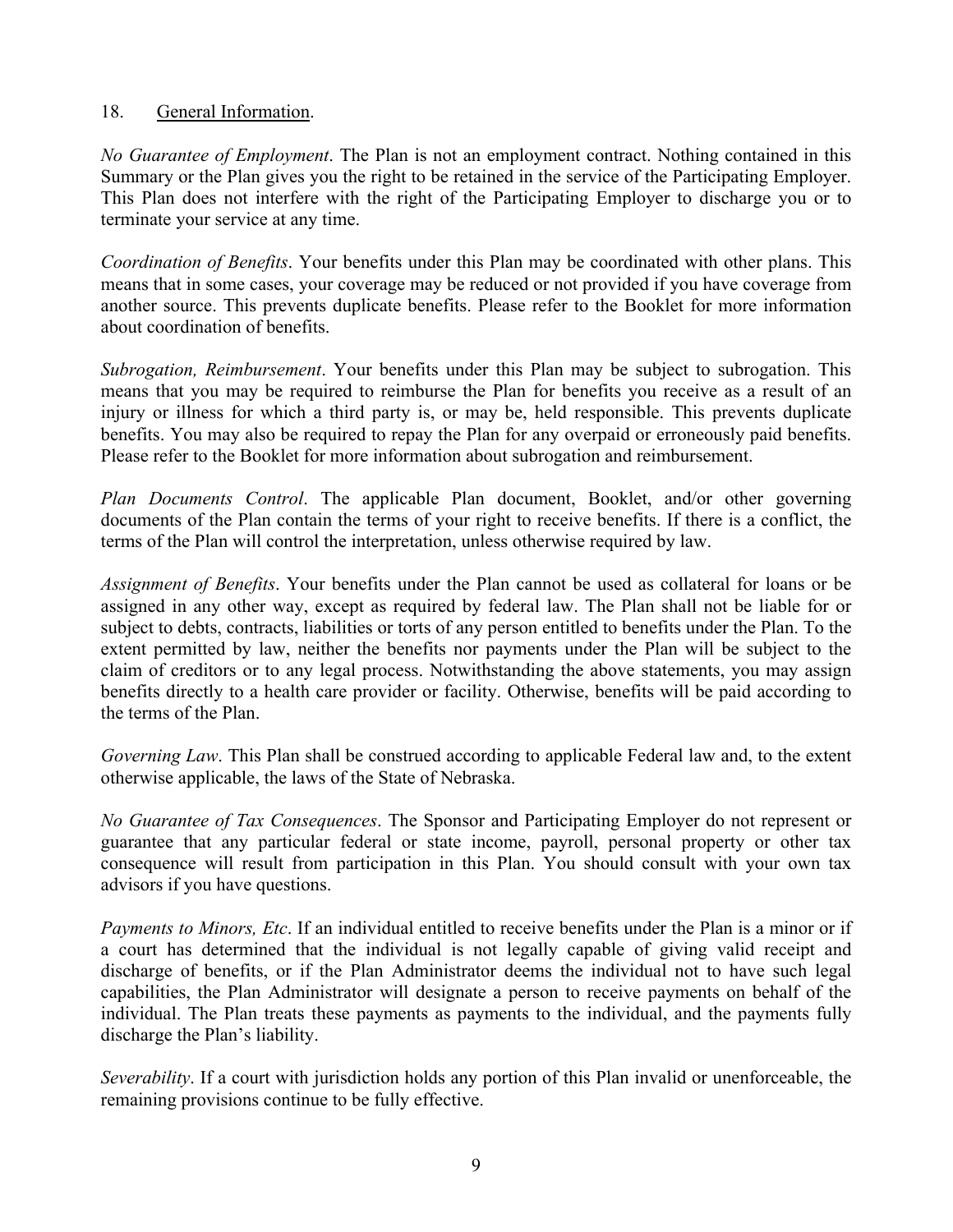18. General Information.

*No Guarantee of Employment*. The Plan is not an employment contract. Nothing contained in this Summary or the Plan gives you the right to be retained in the service of the Participating Employer. This Plan does not interfere with the right of the Participating Employer to discharge you or to terminate your service at any time.

*Coordination of Benefits*. Your benefits under this Plan may be coordinated with other plans. This means that in some cases, your coverage may be reduced or not provided if you have coverage from another source. This prevents duplicate benefits. Please refer to the Booklet for more information about coordination of benefits.

*Subrogation, Reimbursement*. Your benefits under this Plan may be subject to subrogation. This means that you may be required to reimburse the Plan for benefits you receive as a result of an injury or illness for which a third party is, or may be, held responsible. This prevents duplicate benefits. You may also be required to repay the Plan for any overpaid or erroneously paid benefits. Please refer to the Booklet for more information about subrogation and reimbursement.

*Plan Documents Control*. The applicable Plan document, Booklet, and/or other governing documents of the Plan contain the terms of your right to receive benefits. If there is a conflict, the terms of the Plan will control the interpretation, unless otherwise required by law.

*Assignment of Benefits*. Your benefits under the Plan cannot be used as collateral for loans or be assigned in any other way, except as required by federal law. The Plan shall not be liable for or subject to debts, contracts, liabilities or torts of any person entitled to benefits under the Plan. To the extent permitted by law, neither the benefits nor payments under the Plan will be subject to the claim of creditors or to any legal process. Notwithstanding the above statements, you may assign benefits directly to a health care provider or facility. Otherwise, benefits will be paid according to the terms of the Plan.

*Governing Law*. This Plan shall be construed according to applicable Federal law and, to the extent otherwise applicable, the laws of the State of Nebraska.

*No Guarantee of Tax Consequences*. The Sponsor and Participating Employer do not represent or guarantee that any particular federal or state income, payroll, personal property or other tax consequence will result from participation in this Plan. You should consult with your own tax advisors if you have questions.

*Payments to Minors, Etc*. If an individual entitled to receive benefits under the Plan is a minor or if a court has determined that the individual is not legally capable of giving valid receipt and discharge of benefits, or if the Plan Administrator deems the individual not to have such legal capabilities, the Plan Administrator will designate a person to receive payments on behalf of the individual. The Plan treats these payments as payments to the individual, and the payments fully discharge the Plan's liability.

*Severability*. If a court with jurisdiction holds any portion of this Plan invalid or unenforceable, the remaining provisions continue to be fully effective.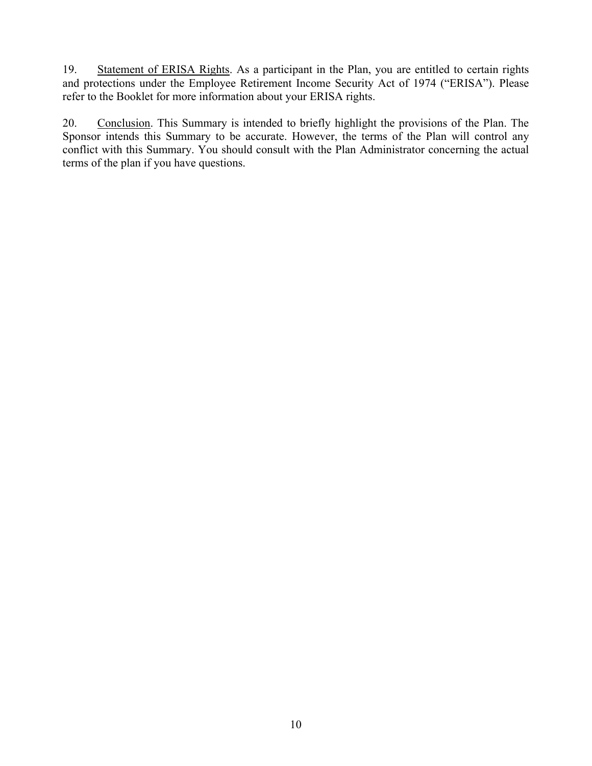19. <u>Statement of ERISA Rights</u>. As a participant in the Plan, you are entitled to certain rights and protections under the Employee Retirement Income Security Act of 1974 ("ERISA"). Please refer to the Booklet for more information about your ERISA rights.

20. <u>Conclusion</u>. This Summary is intended to briefly highlight the provisions of the Plan. The Sponsor intends this Summary to be accurate. However, the terms of the Plan will control any conflict with this Summary. You should consult with the Plan Administrator concerning the actual terms of the plan if you have questions.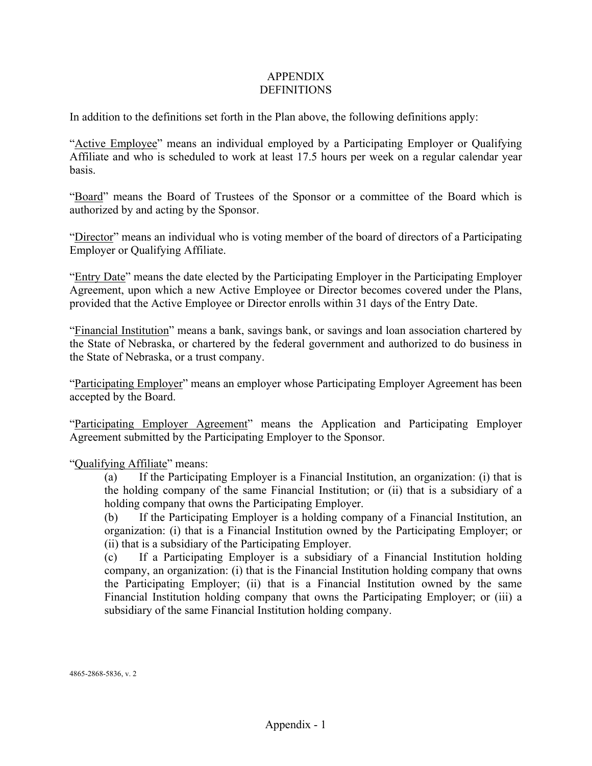# APPENDIX
# DEFINITIONS

In addition to the definitions set forth in the Plan above, the following definitions apply:

"Active Employee" means an individual employed by a Participating Employer or Qualifying Affiliate and who is scheduled to work at least 17.5 hours per week on a regular calendar year basis.

"Board" means the Board of Trustees of the Sponsor or a committee of the Board which is authorized by and acting by the Sponsor.

"Director" means an individual who is voting member of the board of directors of a Participating Employer or Qualifying Affiliate.

"Entry Date" means the date elected by the Participating Employer in the Participating Employer Agreement, upon which a new Active Employee or Director becomes covered under the Plans, provided that the Active Employee or Director enrolls within 31 days of the Entry Date.

"Financial Institution" means a bank, savings bank, or savings and loan association chartered by the State of Nebraska, or chartered by the federal government and authorized to do business in the State of Nebraska, or a trust company.

"Participating Employer" means an employer whose Participating Employer Agreement has been accepted by the Board.

"Participating Employer Agreement" means the Application and Participating Employer Agreement submitted by the Participating Employer to the Sponsor.

"Qualifying Affiliate" means:

(a) If the Participating Employer is a Financial Institution, an organization: (i) that is the holding company of the same Financial Institution; or (ii) that is a subsidiary of a holding company that owns the Participating Employer.

(b) If the Participating Employer is a holding company of a Financial Institution, an organization: (i) that is a Financial Institution owned by the Participating Employer; or (ii) that is a subsidiary of the Participating Employer.

(c) If a Participating Employer is a subsidiary of a Financial Institution holding company, an organization: (i) that is the Financial Institution holding company that owns the Participating Employer; (ii) that is a Financial Institution owned by the same Financial Institution holding company that owns the Participating Employer; or (iii) a subsidiary of the same Financial Institution holding company.

4865-2868-5836, v. 2